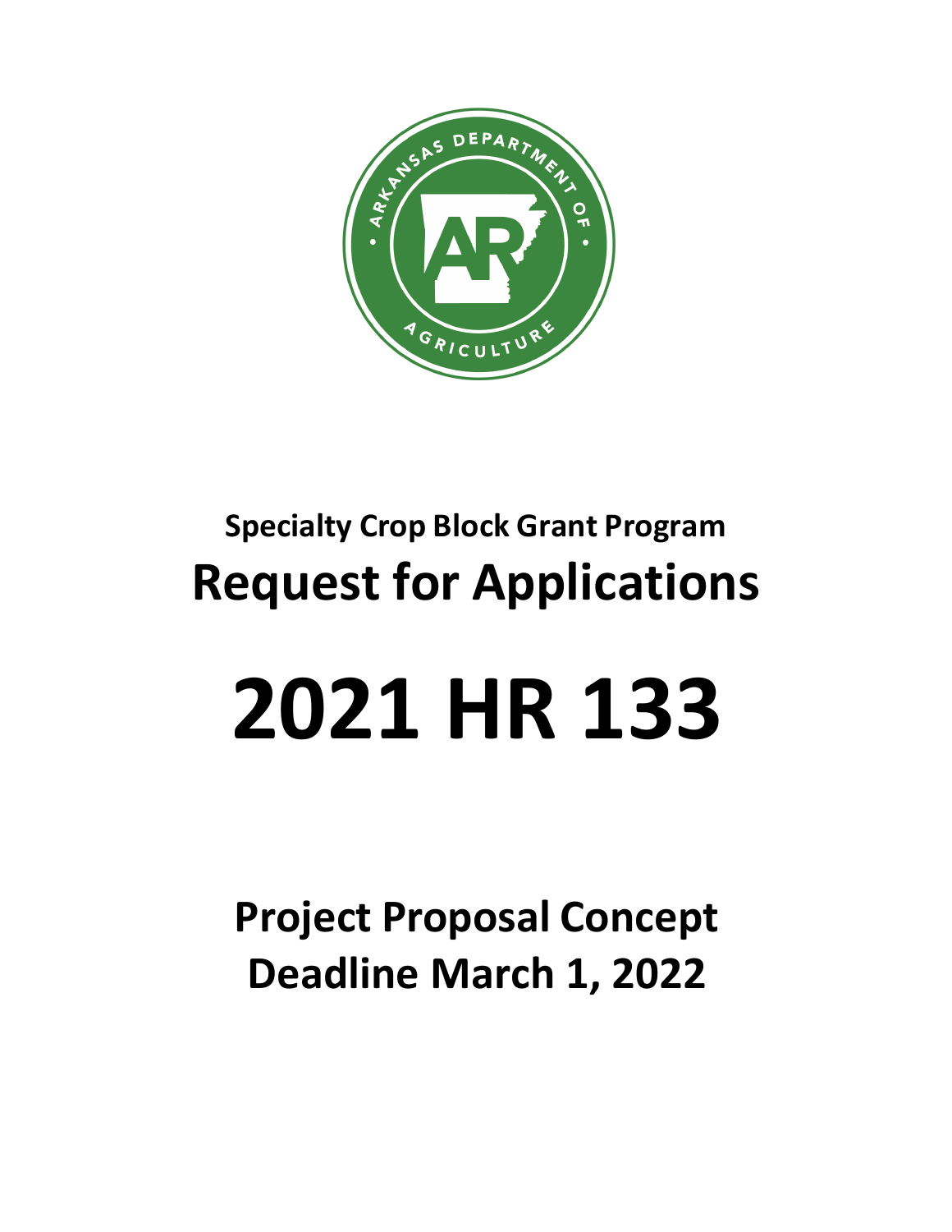## Specialty Crop Block Grant Program

# Request for Applications

# 2021 HR 133

## Project Proposal Concept
## Deadline March 1, 2022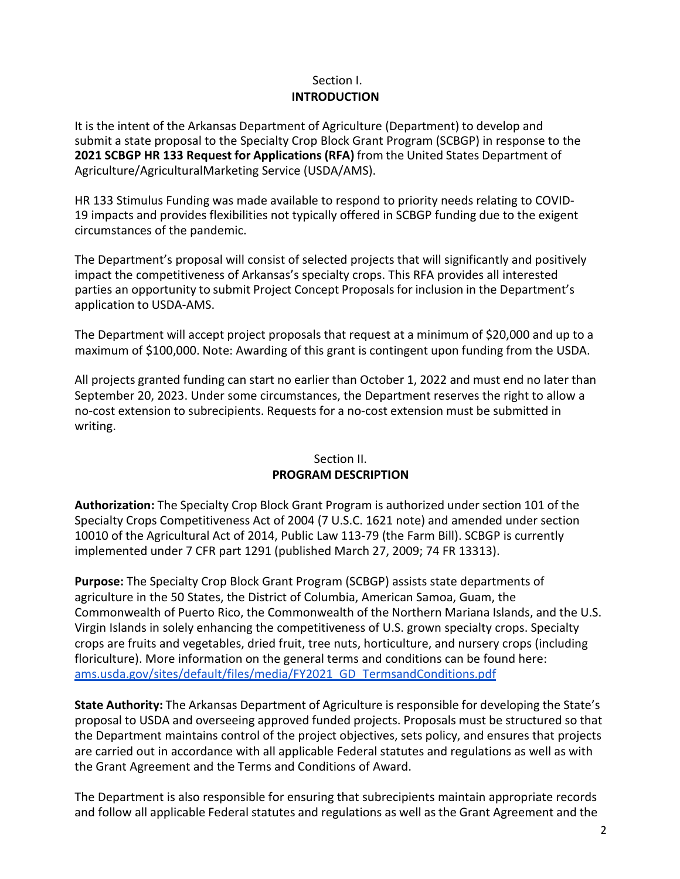Section I.

## INTRODUCTION

It is the intent of the Arkansas Department of Agriculture (Department) to develop and submit a state proposal to the Specialty Crop Block Grant Program (SCBGP) in response to the **2021 SCBGP HR 133 Request for Applications (RFA)** from the United States Department of Agriculture/AgriculturalMarketing Service (USDA/AMS).

HR 133 Stimulus Funding was made available to respond to priority needs relating to COVID-19 impacts and provides flexibilities not typically offered in SCBGP funding due to the exigent circumstances of the pandemic.

The Department's proposal will consist of selected projects that will significantly and positively impact the competitiveness of Arkansas's specialty crops. This RFA provides all interested parties an opportunity to submit Project Concept Proposals for inclusion in the Department's application to USDA-AMS.

The Department will accept project proposals that request at a minimum of $20,000 and up to a maximum of $100,000. Note: Awarding of this grant is contingent upon funding from the USDA.

All projects granted funding can start no earlier than October 1, 2022 and must end no later than September 20, 2023. Under some circumstances, the Department reserves the right to allow a no-cost extension to subrecipients. Requests for a no-cost extension must be submitted in writing.

Section II.

## PROGRAM DESCRIPTION

**Authorization:** The Specialty Crop Block Grant Program is authorized under section 101 of the Specialty Crops Competitiveness Act of 2004 (7 U.S.C. 1621 note) and amended under section 10010 of the Agricultural Act of 2014, Public Law 113-79 (the Farm Bill). SCBGP is currently implemented under 7 CFR part 1291 (published March 27, 2009; 74 FR 13313).

**Purpose:** The Specialty Crop Block Grant Program (SCBGP) assists state departments of agriculture in the 50 States, the District of Columbia, American Samoa, Guam, the Commonwealth of Puerto Rico, the Commonwealth of the Northern Mariana Islands, and the U.S. Virgin Islands in solely enhancing the competitiveness of U.S. grown specialty crops. Specialty crops are fruits and vegetables, dried fruit, tree nuts, horticulture, and nursery crops (including floriculture). More information on the general terms and conditions can be found here: [ams.usda.gov/sites/default/files/media/FY2021_GD_TermsandConditions.pdf](ams.usda.gov/sites/default/files/media/FY2021_GD_TermsandConditions.pdf)

**State Authority:** The Arkansas Department of Agriculture is responsible for developing the State's proposal to USDA and overseeing approved funded projects. Proposals must be structured so that the Department maintains control of the project objectives, sets policy, and ensures that projects are carried out in accordance with all applicable Federal statutes and regulations as well as with the Grant Agreement and the Terms and Conditions of Award.

The Department is also responsible for ensuring that subrecipients maintain appropriate records and follow all applicable Federal statutes and regulations as well as the Grant Agreement and the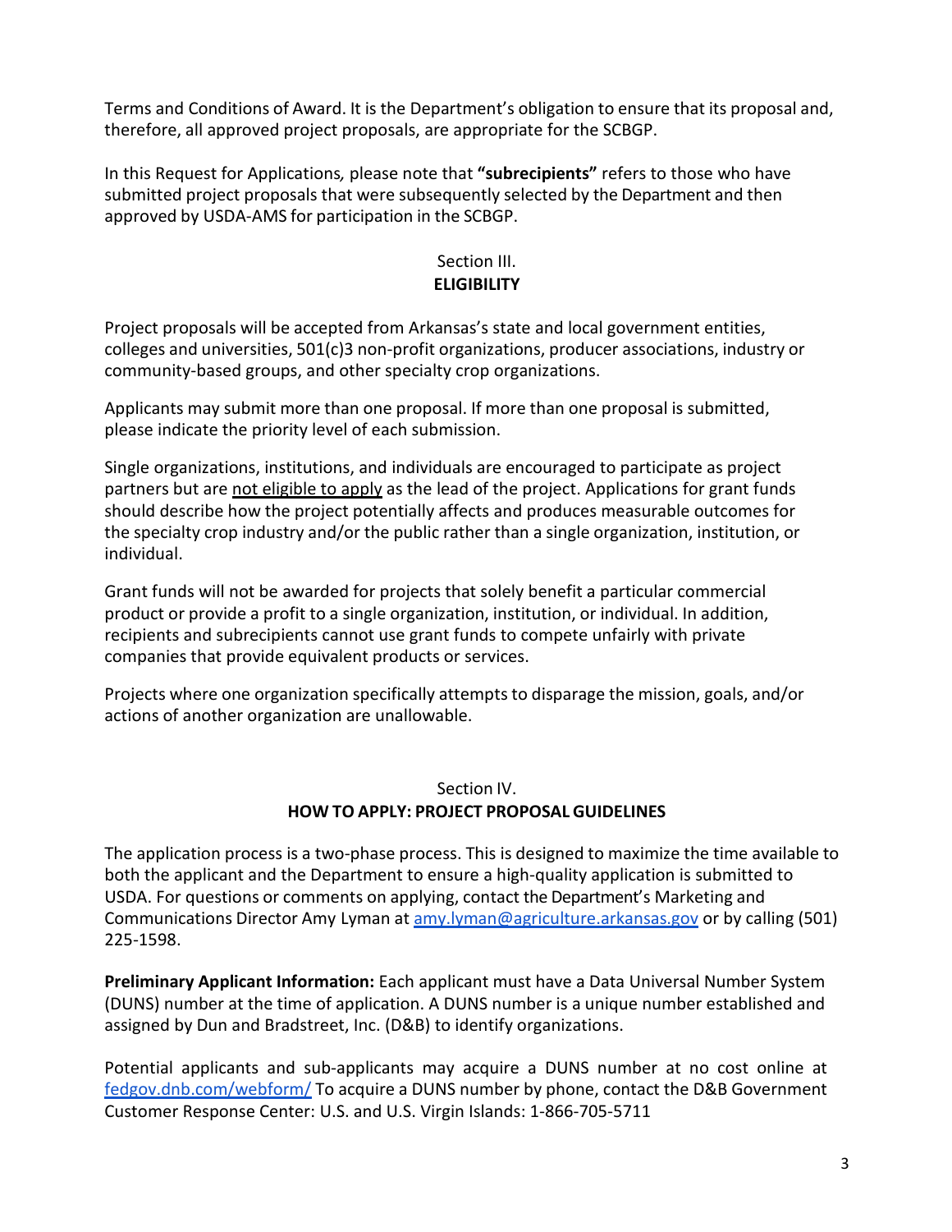Terms and Conditions of Award. It is the Department's obligation to ensure that its proposal and, therefore, all approved project proposals, are appropriate for the SCBGP.

In this Request for Applications*,* please note that **"subrecipients"** refers to those who have submitted project proposals that were subsequently selected by the Department and then approved by USDA-AMS for participation in the SCBGP.

## Section III.
## **ELIGIBILITY**

Project proposals will be accepted from Arkansas's state and local government entities, colleges and universities, 501(c)3 non-profit organizations, producer associations, industry or community-based groups, and other specialty crop organizations.

Applicants may submit more than one proposal. If more than one proposal is submitted, please indicate the priority level of each submission.

Single organizations, institutions, and individuals are encouraged to participate as project partners but are <u>not eligible to apply</u> as the lead of the project. Applications for grant funds should describe how the project potentially affects and produces measurable outcomes for the specialty crop industry and/or the public rather than a single organization, institution, or individual.

Grant funds will not be awarded for projects that solely benefit a particular commercial product or provide a profit to a single organization, institution, or individual. In addition, recipients and subrecipients cannot use grant funds to compete unfairly with private companies that provide equivalent products or services.

Projects where one organization specifically attempts to disparage the mission, goals, and/or actions of another organization are unallowable.

## Section IV.
## **HOW TO APPLY: PROJECT PROPOSAL GUIDELINES**

The application process is a two-phase process. This is designed to maximize the time available to both the applicant and the Department to ensure a high-quality application is submitted to USDA. For questions or comments on applying, contact the Department's Marketing and Communications Director Amy Lyman at amy.lyman@agriculture.arkansas.gov or by calling (501) 225-1598.

**Preliminary Applicant Information:** Each applicant must have a Data Universal Number System (DUNS) number at the time of application. A DUNS number is a unique number established and assigned by Dun and Bradstreet, Inc. (D&B) to identify organizations.

Potential applicants and sub-applicants may acquire a DUNS number at no cost online at fedgov.dnb.com/webform/ To acquire a DUNS number by phone, contact the D&B Government Customer Response Center: U.S. and U.S. Virgin Islands: 1-866-705-5711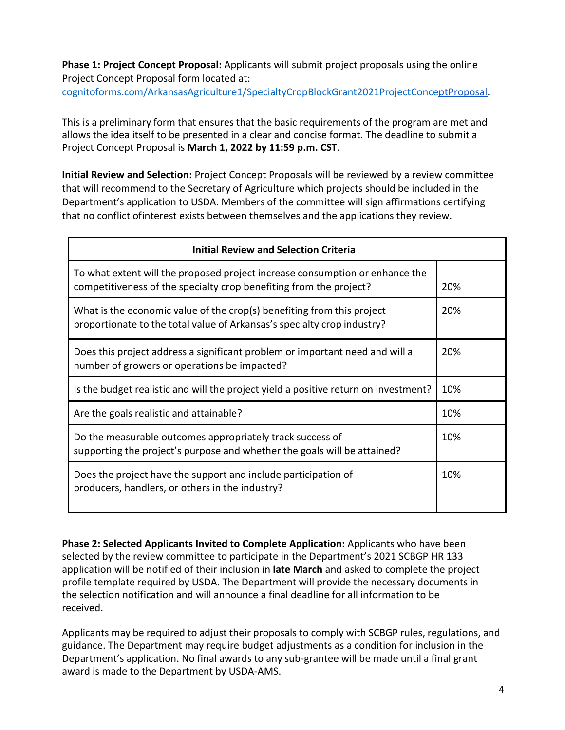**Phase 1: Project Concept Proposal:** Applicants will submit project proposals using the online Project Concept Proposal form located at: [cognitoforms.com/ArkansasAgriculture1/SpecialtyCropBlockGrant2021ProjectConceptProposal](cognitoforms.com/ArkansasAgriculture1/SpecialtyCropBlockGrant2021ProjectConceptProposal).

This is a preliminary form that ensures that the basic requirements of the program are met and allows the idea itself to be presented in a clear and concise format. The deadline to submit a Project Concept Proposal is **March 1, 2022 by 11:59 p.m. CST**.

**Initial Review and Selection:** Project Concept Proposals will be reviewed by a review committee that will recommend to the Secretary of Agriculture which projects should be included in the Department's application to USDA. Members of the committee will sign affirmations certifying that no conflict ofinterest exists between themselves and the applications they review.

| **Initial Review and Selection Criteria** | |
|---|---|
| To what extent will the proposed project increase consumption or enhance the competitiveness of the specialty crop benefiting from the project? | 20% |
| What is the economic value of the crop(s) benefiting from this project proportionate to the total value of Arkansas's specialty crop industry? | 20% |
| Does this project address a significant problem or important need and will a number of growers or operations be impacted? | 20% |
| Is the budget realistic and will the project yield a positive return on investment? | 10% |
| Are the goals realistic and attainable? | 10% |
| Do the measurable outcomes appropriately track success of supporting the project's purpose and whether the goals will be attained? | 10% |
| Does the project have the support and include participation of producers, handlers, or others in the industry? | 10% |

**Phase 2: Selected Applicants Invited to Complete Application:** Applicants who have been selected by the review committee to participate in the Department's 2021 SCBGP HR 133 application will be notified of their inclusion in **late March** and asked to complete the project profile template required by USDA. The Department will provide the necessary documents in the selection notification and will announce a final deadline for all information to be received.

Applicants may be required to adjust their proposals to comply with SCBGP rules, regulations, and guidance. The Department may require budget adjustments as a condition for inclusion in the Department's application. No final awards to any sub-grantee will be made until a final grant award is made to the Department by USDA-AMS.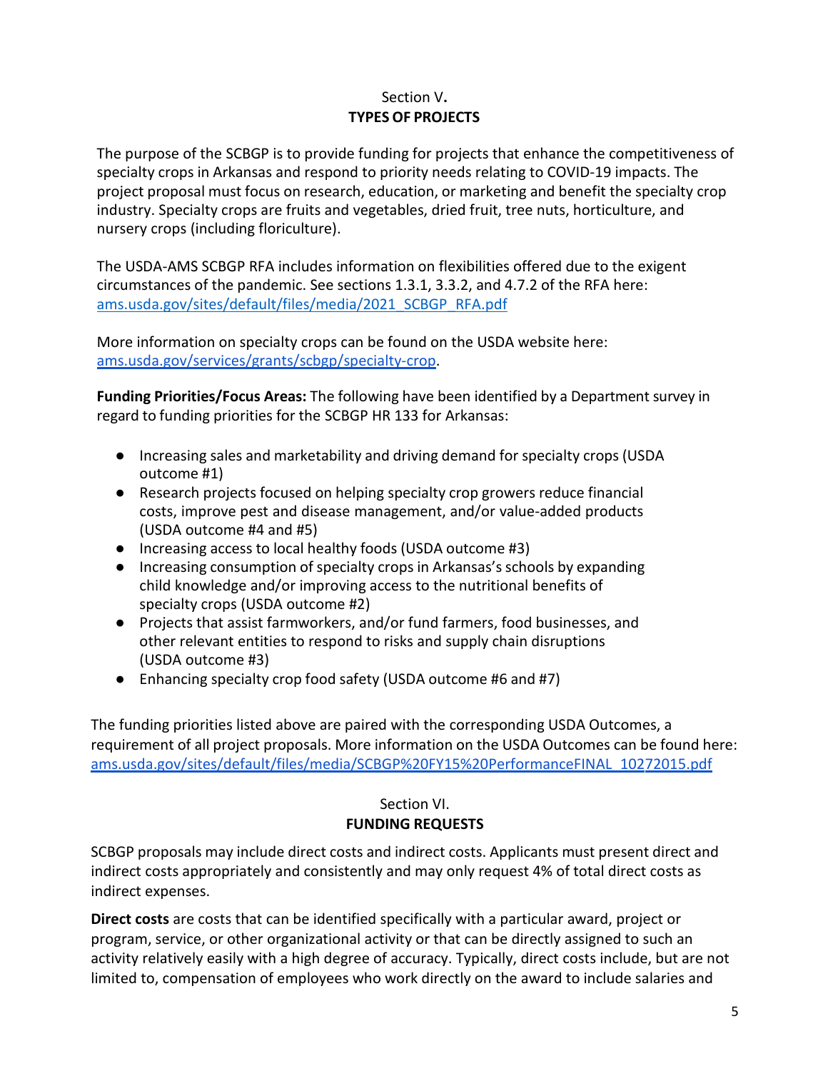## Section V. TYPES OF PROJECTS

The purpose of the SCBGP is to provide funding for projects that enhance the competitiveness of specialty crops in Arkansas and respond to priority needs relating to COVID-19 impacts. The project proposal must focus on research, education, or marketing and benefit the specialty crop industry. Specialty crops are fruits and vegetables, dried fruit, tree nuts, horticulture, and nursery crops (including floriculture).

The USDA-AMS SCBGP RFA includes information on flexibilities offered due to the exigent circumstances of the pandemic. See sections 1.3.1, 3.3.2, and 4.7.2 of the RFA here: ams.usda.gov/sites/default/files/media/2021_SCBGP_RFA.pdf

More information on specialty crops can be found on the USDA website here: ams.usda.gov/services/grants/scbgp/specialty-crop.

**Funding Priorities/Focus Areas:** The following have been identified by a Department survey in regard to funding priorities for the SCBGP HR 133 for Arkansas:

- Increasing sales and marketability and driving demand for specialty crops (USDA outcome #1)
- Research projects focused on helping specialty crop growers reduce financial costs, improve pest and disease management, and/or value-added products (USDA outcome #4 and #5)
- Increasing access to local healthy foods (USDA outcome #3)
- Increasing consumption of specialty crops in Arkansas's schools by expanding child knowledge and/or improving access to the nutritional benefits of specialty crops (USDA outcome #2)
- Projects that assist farmworkers, and/or fund farmers, food businesses, and other relevant entities to respond to risks and supply chain disruptions (USDA outcome #3)
- Enhancing specialty crop food safety (USDA outcome #6 and #7)

The funding priorities listed above are paired with the corresponding USDA Outcomes, a requirement of all project proposals. More information on the USDA Outcomes can be found here: ams.usda.gov/sites/default/files/media/SCBGP%20FY15%20PerformanceFINAL_10272015.pdf

## Section VI. FUNDING REQUESTS

SCBGP proposals may include direct costs and indirect costs. Applicants must present direct and indirect costs appropriately and consistently and may only request 4% of total direct costs as indirect expenses.

**Direct costs** are costs that can be identified specifically with a particular award, project or program, service, or other organizational activity or that can be directly assigned to such an activity relatively easily with a high degree of accuracy. Typically, direct costs include, but are not limited to, compensation of employees who work directly on the award to include salaries and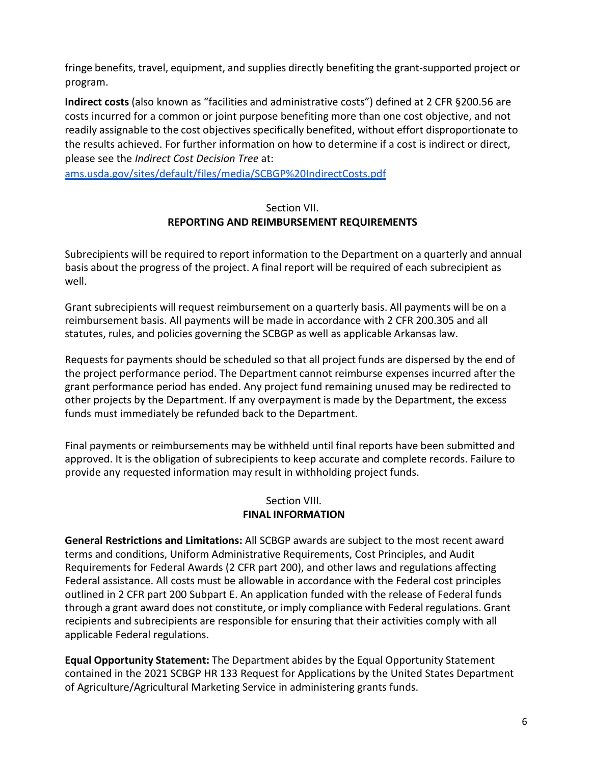fringe benefits, travel, equipment, and supplies directly benefiting the grant-supported project or program.

**Indirect costs** (also known as "facilities and administrative costs") defined at 2 CFR §200.56 are costs incurred for a common or joint purpose benefiting more than one cost objective, and not readily assignable to the cost objectives specifically benefited, without effort disproportionate to the results achieved. For further information on how to determine if a cost is indirect or direct, please see the *Indirect Cost Decision Tree* at:
[ams.usda.gov/sites/default/files/media/SCBGP%20IndirectCosts.pdf](ams.usda.gov/sites/default/files/media/SCBGP%20IndirectCosts.pdf)

## Section VII.
## REPORTING AND REIMBURSEMENT REQUIREMENTS

Subrecipients will be required to report information to the Department on a quarterly and annual basis about the progress of the project. A final report will be required of each subrecipient as well.

Grant subrecipients will request reimbursement on a quarterly basis. All payments will be on a reimbursement basis. All payments will be made in accordance with 2 CFR 200.305 and all statutes, rules, and policies governing the SCBGP as well as applicable Arkansas law.

Requests for payments should be scheduled so that all project funds are dispersed by the end of the project performance period. The Department cannot reimburse expenses incurred after the grant performance period has ended. Any project fund remaining unused may be redirected to other projects by the Department. If any overpayment is made by the Department, the excess funds must immediately be refunded back to the Department.

Final payments or reimbursements may be withheld until final reports have been submitted and approved. It is the obligation of subrecipients to keep accurate and complete records. Failure to provide any requested information may result in withholding project funds.

## Section VIII.
## FINAL INFORMATION

**General Restrictions and Limitations:** All SCBGP awards are subject to the most recent award terms and conditions, Uniform Administrative Requirements, Cost Principles, and Audit Requirements for Federal Awards (2 CFR part 200), and other laws and regulations affecting Federal assistance. All costs must be allowable in accordance with the Federal cost principles outlined in 2 CFR part 200 Subpart E. An application funded with the release of Federal funds through a grant award does not constitute, or imply compliance with Federal regulations. Grant recipients and subrecipients are responsible for ensuring that their activities comply with all applicable Federal regulations.

**Equal Opportunity Statement:** The Department abides by the Equal Opportunity Statement contained in the 2021 SCBGP HR 133 Request for Applications by the United States Department of Agriculture/Agricultural Marketing Service in administering grants funds.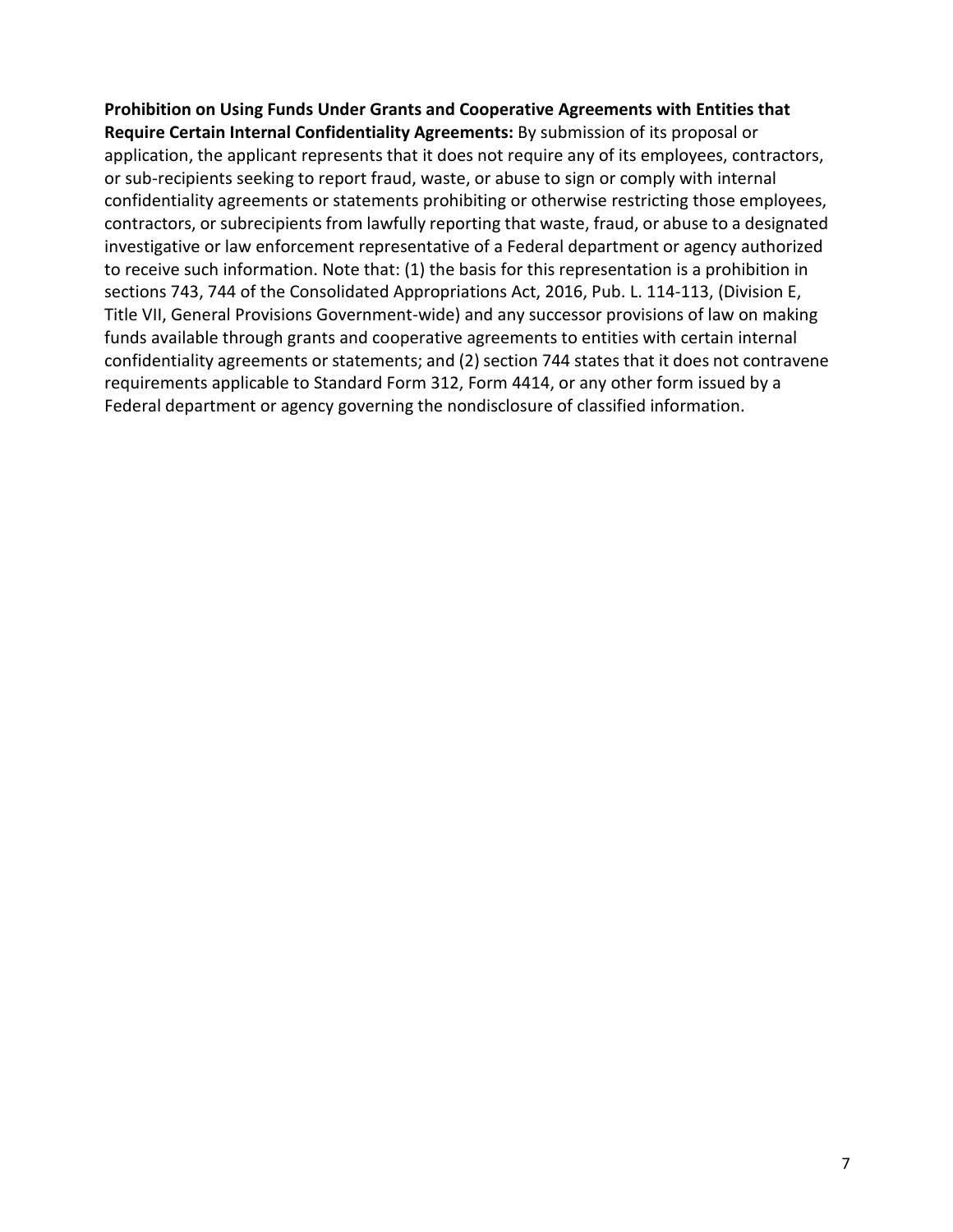**Prohibition on Using Funds Under Grants and Cooperative Agreements with Entities that Require Certain Internal Confidentiality Agreements:** By submission of its proposal or application, the applicant represents that it does not require any of its employees, contractors, or sub-recipients seeking to report fraud, waste, or abuse to sign or comply with internal confidentiality agreements or statements prohibiting or otherwise restricting those employees, contractors, or subrecipients from lawfully reporting that waste, fraud, or abuse to a designated investigative or law enforcement representative of a Federal department or agency authorized to receive such information. Note that: (1) the basis for this representation is a prohibition in sections 743, 744 of the Consolidated Appropriations Act, 2016, Pub. L. 114-113, (Division E, Title VII, General Provisions Government-wide) and any successor provisions of law on making funds available through grants and cooperative agreements to entities with certain internal confidentiality agreements or statements; and (2) section 744 states that it does not contravene requirements applicable to Standard Form 312, Form 4414, or any other form issued by a Federal department or agency governing the nondisclosure of classified information.